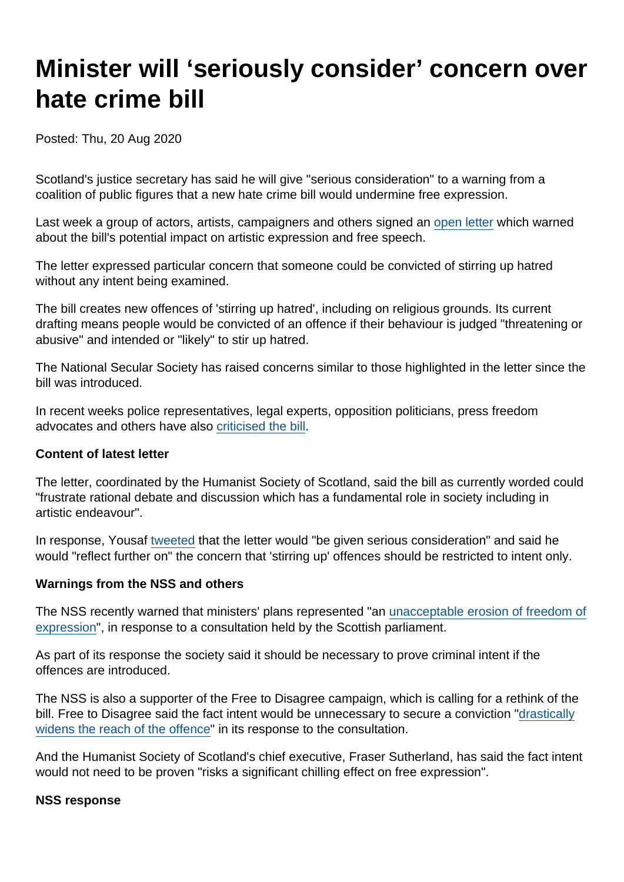# Minister will 'seriously consider' concern over hate crime bill

Posted: Thu, 20 Aug 2020

Scotland's justice secretary has said he will give "serious consideration" to a warning from a coalition of public figures that a new hate crime bill would undermine free expression.

Last week a group of actors, artists, campaigners and others signed an open letter which warned about the bill's potential impact on artistic expression and free speech.

The letter expressed particular concern that someone could be convicted of stirring up hatred without any intent being examined.

The bill creates new offences of 'stirring up hatred', including on religious grounds. Its current drafting means people would be convicted of an offence if their behaviour is judged "threatening or abusive" and intended or "likely" to stir up hatred.

The National Secular Society has raised concerns similar to those highlighted in the letter since the bill was introduced.

In recent weeks police representatives, legal experts, opposition politicians, press freedom advocates and others have also criticised the bill.

**Content of latest letter**

The letter, coordinated by the Humanist Society of Scotland, said the bill as currently worded could "frustrate rational debate and discussion which has a fundamental role in society including in artistic endeavour".

In response, Yousaf tweeted that the letter would "be given serious consideration" and said he would "reflect further on" the concern that 'stirring up' offences should be restricted to intent only.

**Warnings from the NSS and others**

The NSS recently warned that ministers' plans represented "an unacceptable erosion of freedom of expression", in response to a consultation held by the Scottish parliament.

As part of its response the society said it should be necessary to prove criminal intent if the offences are introduced.

The NSS is also a supporter of the Free to Disagree campaign, which is calling for a rethink of the bill. Free to Disagree said the fact intent would be unnecessary to secure a conviction "drastically widens the reach of the offence" in its response to the consultation.

And the Humanist Society of Scotland's chief executive, Fraser Sutherland, has said the fact intent would not need to be proven "risks a significant chilling effect on free expression".

**NSS response**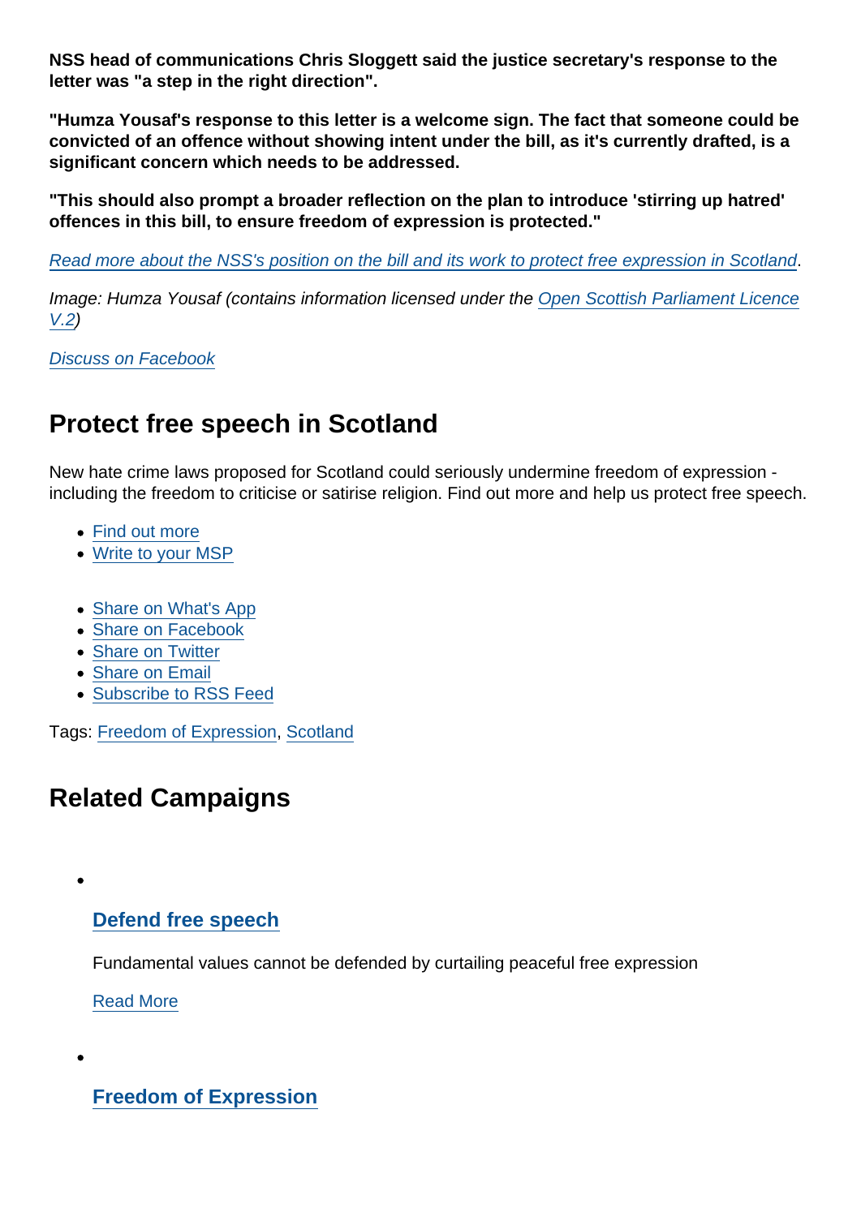**NSS head of communications Chris Sloggett said the justice secretary's response to the letter was "a step in the right direction".**

**"Humza Yousaf's response to this letter is a welcome sign. The fact that someone could be convicted of an offence without showing intent under the bill, as it's currently drafted, is a significant concern which needs to be addressed.**

**"This should also prompt a broader reflection on the plan to introduce 'stirring up hatred' offences in this bill, to ensure freedom of expression is protected."**

*Read more about the NSS's position on the bill and its work to protect free expression in Scotland.*

*Image: Humza Yousaf (contains information licensed under the Open Scottish Parliament Licence V.2)*

*Discuss on Facebook*

## Protect free speech in Scotland

New hate crime laws proposed for Scotland could seriously undermine freedom of expression - including the freedom to criticise or satirise religion. Find out more and help us protect free speech.

- Find out more
- Write to your MSP

- Share on What's App
- Share on Facebook
- Share on Twitter
- Share on Email
- Subscribe to RSS Feed

Tags: Freedom of Expression, Scotland

## Related Campaigns

- ### Defend free speech

  Fundamental values cannot be defended by curtailing peaceful free expression

  Read More

- ### Freedom of Expression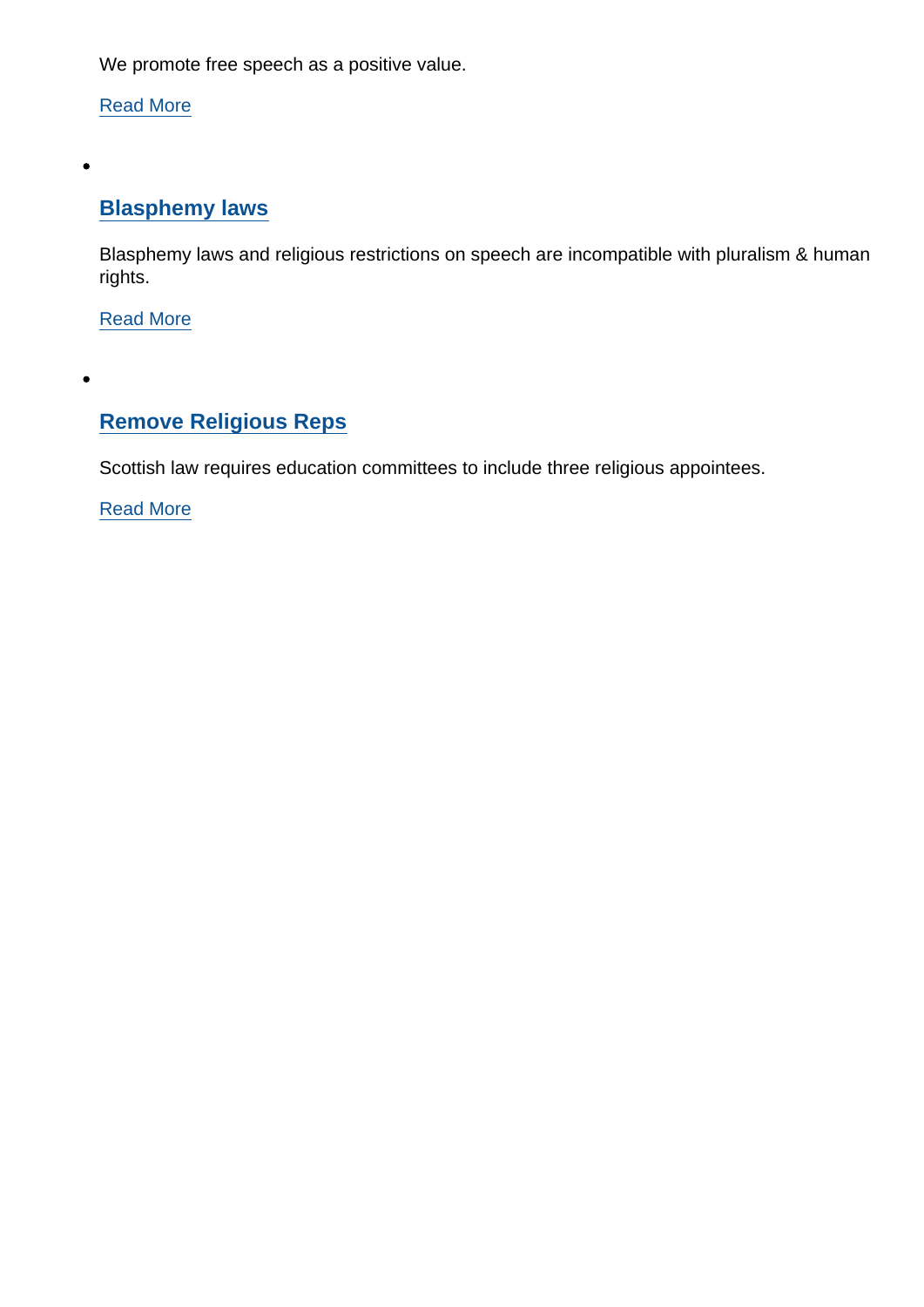We promote free speech as a positive value.

Read More

- ### Blasphemy laws

  Blasphemy laws and religious restrictions on speech are incompatible with pluralism & human rights.

  Read More

- ### Remove Religious Reps

  Scottish law requires education committees to include three religious appointees.

  Read More